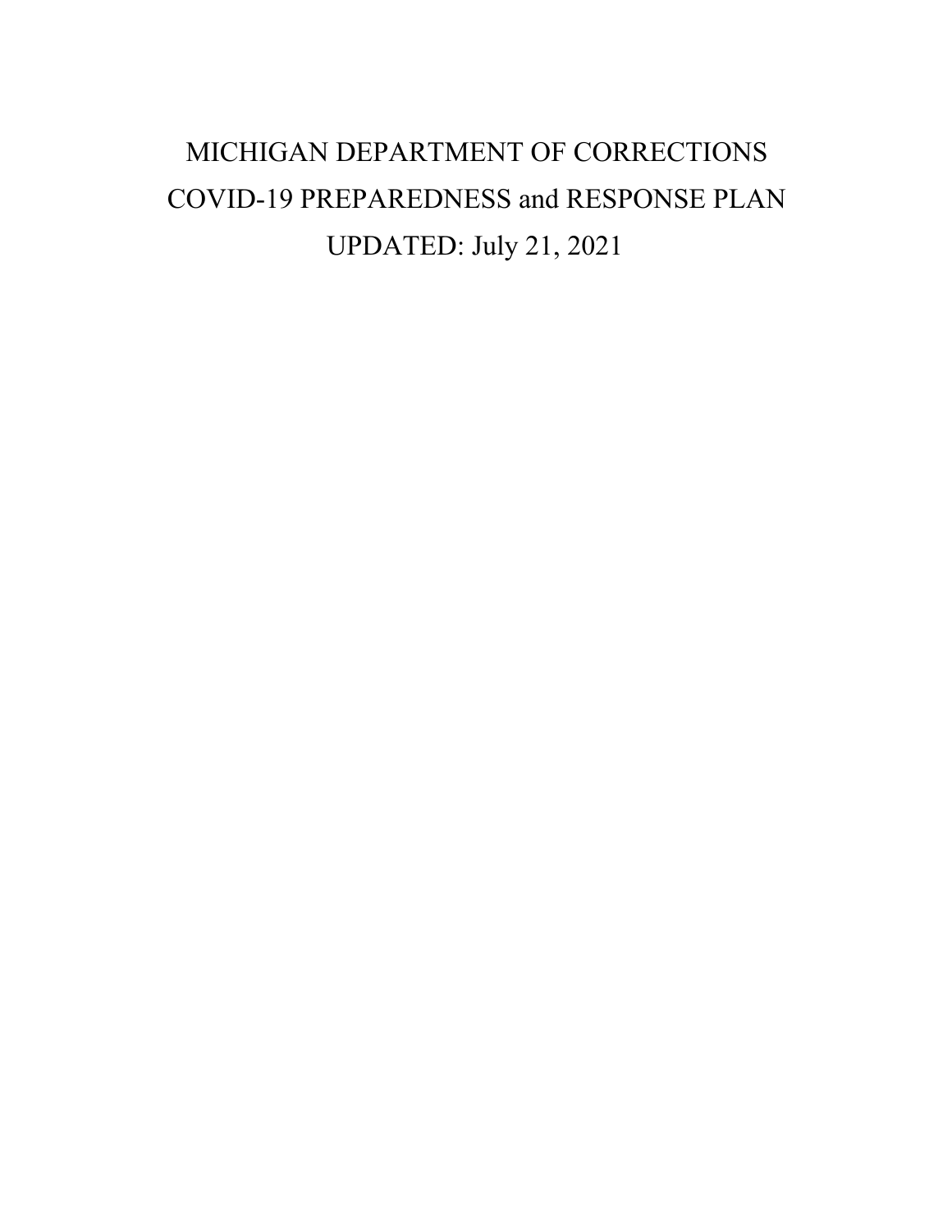# MICHIGAN DEPARTMENT OF CORRECTIONS
# COVID-19 PREPAREDNESS and RESPONSE PLAN

UPDATED: July 21, 2021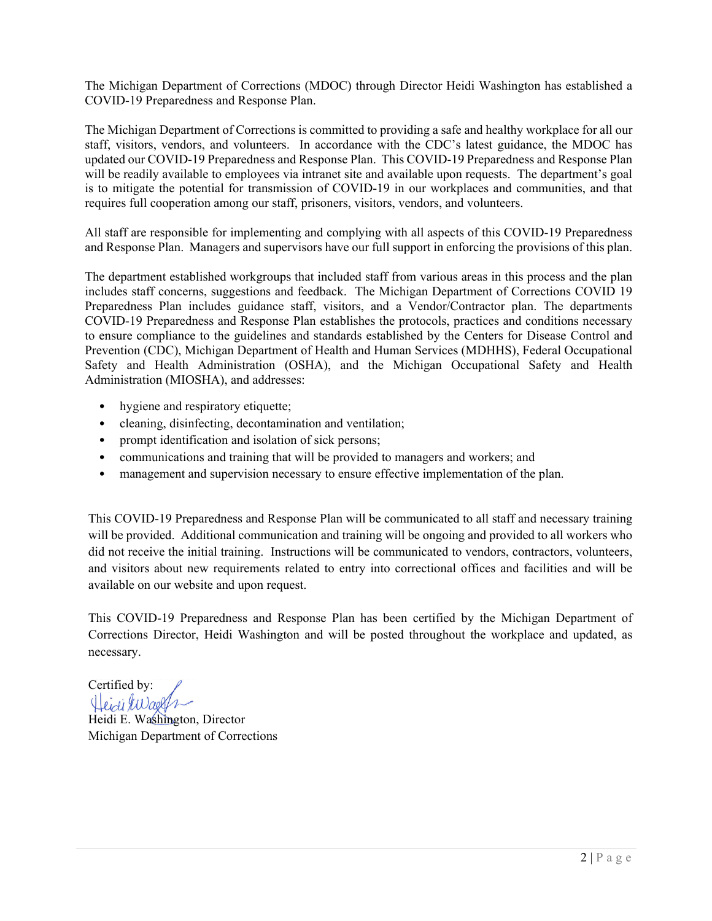The Michigan Department of Corrections (MDOC) through Director Heidi Washington has established a COVID-19 Preparedness and Response Plan.

The Michigan Department of Corrections is committed to providing a safe and healthy workplace for all our staff, visitors, vendors, and volunteers. In accordance with the CDC's latest guidance, the MDOC has updated our COVID-19 Preparedness and Response Plan. This COVID-19 Preparedness and Response Plan will be readily available to employees via intranet site and available upon requests. The department's goal is to mitigate the potential for transmission of COVID-19 in our workplaces and communities, and that requires full cooperation among our staff, prisoners, visitors, vendors, and volunteers.

All staff are responsible for implementing and complying with all aspects of this COVID-19 Preparedness and Response Plan. Managers and supervisors have our full support in enforcing the provisions of this plan.

The department established workgroups that included staff from various areas in this process and the plan includes staff concerns, suggestions and feedback. The Michigan Department of Corrections COVID 19 Preparedness Plan includes guidance staff, visitors, and a Vendor/Contractor plan. The departments COVID-19 Preparedness and Response Plan establishes the protocols, practices and conditions necessary to ensure compliance to the guidelines and standards established by the Centers for Disease Control and Prevention (CDC), Michigan Department of Health and Human Services (MDHHS), Federal Occupational Safety and Health Administration (OSHA), and the Michigan Occupational Safety and Health Administration (MIOSHA), and addresses:

- hygiene and respiratory etiquette;
- cleaning, disinfecting, decontamination and ventilation;
- prompt identification and isolation of sick persons;
- communications and training that will be provided to managers and workers; and
- management and supervision necessary to ensure effective implementation of the plan.

This COVID-19 Preparedness and Response Plan will be communicated to all staff and necessary training will be provided. Additional communication and training will be ongoing and provided to all workers who did not receive the initial training. Instructions will be communicated to vendors, contractors, volunteers, and visitors about new requirements related to entry into correctional offices and facilities and will be available on our website and upon request.

This COVID-19 Preparedness and Response Plan has been certified by the Michigan Department of Corrections Director, Heidi Washington and will be posted throughout the workplace and updated, as necessary.

Certified by:

Heidi E. Washington, Director
Michigan Department of Corrections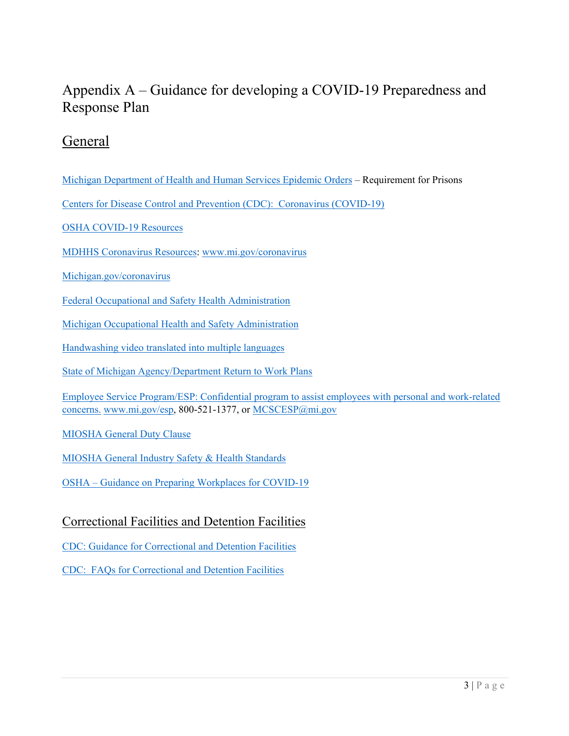# Appendix A – Guidance for developing a COVID-19 Preparedness and Response Plan

## General

Michigan Department of Health and Human Services Epidemic Orders – Requirement for Prisons

Centers for Disease Control and Prevention (CDC): Coronavirus (COVID-19)

OSHA COVID-19 Resources

MDHHS Coronavirus Resources: www.mi.gov/coronavirus

Michigan.gov/coronavirus

Federal Occupational and Safety Health Administration

Michigan Occupational Health and Safety Administration

Handwashing video translated into multiple languages

State of Michigan Agency/Department Return to Work Plans

Employee Service Program/ESP: Confidential program to assist employees with personal and work-related concerns. www.mi.gov/esp, 800-521-1377, or MCSCESP@mi.gov

MIOSHA General Duty Clause

MIOSHA General Industry Safety & Health Standards

OSHA – Guidance on Preparing Workplaces for COVID-19

## Correctional Facilities and Detention Facilities

CDC: Guidance for Correctional and Detention Facilities

CDC: FAQs for Correctional and Detention Facilities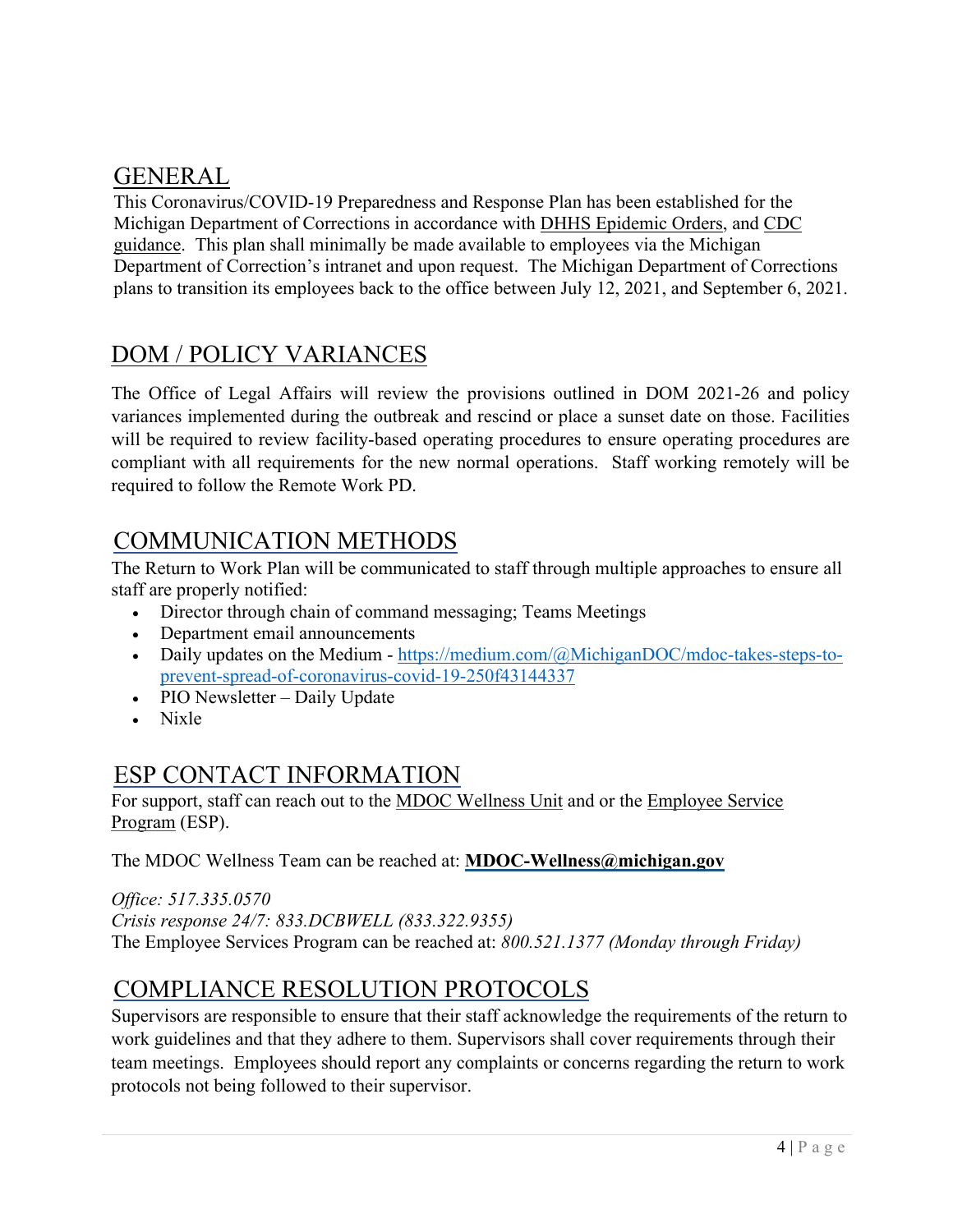## GENERAL

This Coronavirus/COVID-19 Preparedness and Response Plan has been established for the Michigan Department of Corrections in accordance with DHHS Epidemic Orders, and CDC guidance. This plan shall minimally be made available to employees via the Michigan Department of Correction's intranet and upon request. The Michigan Department of Corrections plans to transition its employees back to the office between July 12, 2021, and September 6, 2021.

## DOM / POLICY VARIANCES

The Office of Legal Affairs will review the provisions outlined in DOM 2021-26 and policy variances implemented during the outbreak and rescind or place a sunset date on those. Facilities will be required to review facility-based operating procedures to ensure operating procedures are compliant with all requirements for the new normal operations. Staff working remotely will be required to follow the Remote Work PD.

## COMMUNICATION METHODS

The Return to Work Plan will be communicated to staff through multiple approaches to ensure all staff are properly notified:

- Director through chain of command messaging; Teams Meetings
- Department email announcements
- Daily updates on the Medium - https://medium.com/@MichiganDOC/mdoc-takes-steps-to-prevent-spread-of-coronavirus-covid-19-250f43144337
- PIO Newsletter – Daily Update
- Nixle

## ESP CONTACT INFORMATION

For support, staff can reach out to the MDOC Wellness Unit and or the Employee Service Program (ESP).

The MDOC Wellness Team can be reached at: **MDOC-Wellness@michigan.gov**

*Office: 517.335.0570*
*Crisis response 24/7: 833.DCBWELL (833.322.9355)*
The Employee Services Program can be reached at: *800.521.1377 (Monday through Friday)*

## COMPLIANCE RESOLUTION PROTOCOLS

Supervisors are responsible to ensure that their staff acknowledge the requirements of the return to work guidelines and that they adhere to them. Supervisors shall cover requirements through their team meetings. Employees should report any complaints or concerns regarding the return to work protocols not being followed to their supervisor.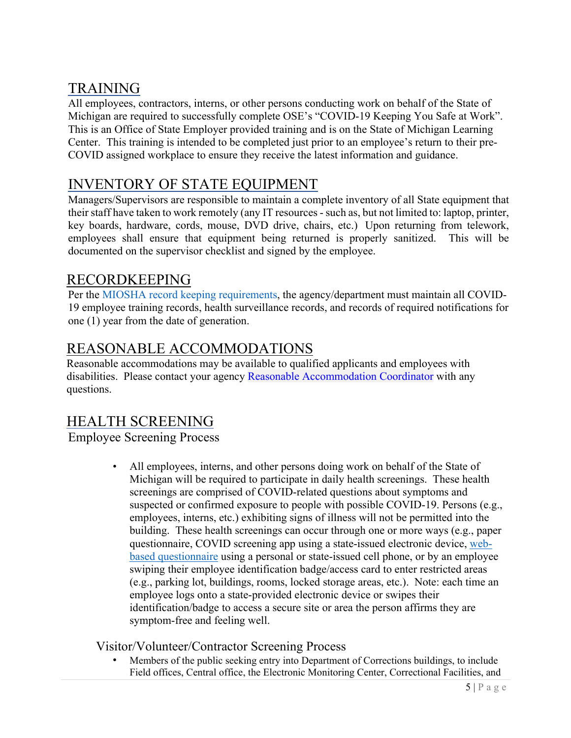## TRAINING

All employees, contractors, interns, or other persons conducting work on behalf of the State of Michigan are required to successfully complete OSE's "COVID-19 Keeping You Safe at Work". This is an Office of State Employer provided training and is on the State of Michigan Learning Center. This training is intended to be completed just prior to an employee's return to their pre-COVID assigned workplace to ensure they receive the latest information and guidance.

## INVENTORY OF STATE EQUIPMENT

Managers/Supervisors are responsible to maintain a complete inventory of all State equipment that their staff have taken to work remotely (any IT resources - such as, but not limited to: laptop, printer, key boards, hardware, cords, mouse, DVD drive, chairs, etc.) Upon returning from telework, employees shall ensure that equipment being returned is properly sanitized. This will be documented on the supervisor checklist and signed by the employee.

## RECORDKEEPING

Per the MIOSHA record keeping requirements, the agency/department must maintain all COVID-19 employee training records, health surveillance records, and records of required notifications for one (1) year from the date of generation.

## REASONABLE ACCOMMODATIONS

Reasonable accommodations may be available to qualified applicants and employees with disabilities. Please contact your agency Reasonable Accommodation Coordinator with any questions.

## HEALTH SCREENING

### Employee Screening Process

- All employees, interns, and other persons doing work on behalf of the State of Michigan will be required to participate in daily health screenings. These health screenings are comprised of COVID-related questions about symptoms and suspected or confirmed exposure to people with possible COVID-19. Persons (e.g., employees, interns, etc.) exhibiting signs of illness will not be permitted into the building. These health screenings can occur through one or more ways (e.g., paper questionnaire, COVID screening app using a state-issued electronic device, web-based questionnaire using a personal or state-issued cell phone, or by an employee swiping their employee identification badge/access card to enter restricted areas (e.g., parking lot, buildings, rooms, locked storage areas, etc.). Note: each time an employee logs onto a state-provided electronic device or swipes their identification/badge to access a secure site or area the person affirms they are symptom-free and feeling well.

### Visitor/Volunteer/Contractor Screening Process

- Members of the public seeking entry into Department of Corrections buildings, to include Field offices, Central office, the Electronic Monitoring Center, Correctional Facilities, and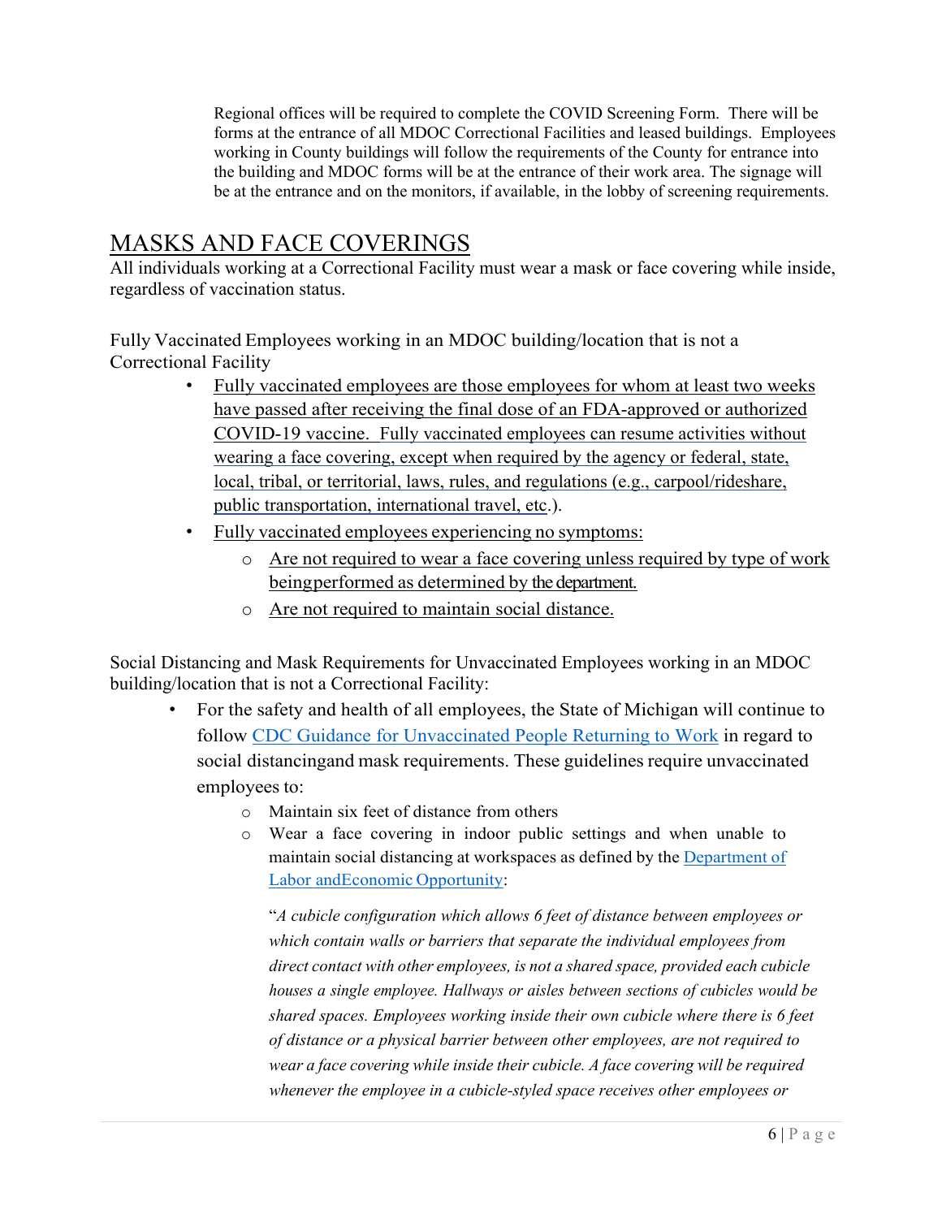Regional offices will be required to complete the COVID Screening Form. There will be forms at the entrance of all MDOC Correctional Facilities and leased buildings. Employees working in County buildings will follow the requirements of the County for entrance into the building and MDOC forms will be at the entrance of their work area. The signage will be at the entrance and on the monitors, if available, in the lobby of screening requirements.

## MASKS AND FACE COVERINGS

All individuals working at a Correctional Facility must wear a mask or face covering while inside, regardless of vaccination status.

Fully Vaccinated Employees working in an MDOC building/location that is not a Correctional Facility

- Fully vaccinated employees are those employees for whom at least two weeks have passed after receiving the final dose of an FDA-approved or authorized COVID-19 vaccine. Fully vaccinated employees can resume activities without wearing a face covering, except when required by the agency or federal, state, local, tribal, or territorial, laws, rules, and regulations (e.g., carpool/rideshare, public transportation, international travel, etc.).
- Fully vaccinated employees experiencing no symptoms:
  - Are not required to wear a face covering unless required by type of work beingperformed as determined by the department.
  - Are not required to maintain social distance.

Social Distancing and Mask Requirements for Unvaccinated Employees working in an MDOC building/location that is not a Correctional Facility:

- For the safety and health of all employees, the State of Michigan will continue to follow CDC Guidance for Unvaccinated People Returning to Work in regard to social distancingand mask requirements. These guidelines require unvaccinated employees to:
  - Maintain six feet of distance from others
  - Wear a face covering in indoor public settings and when unable to maintain social distancing at workspaces as defined by the Department of Labor andEconomic Opportunity:

    "*A cubicle configuration which allows 6 feet of distance between employees or which contain walls or barriers that separate the individual employees from direct contact with other employees, is not a shared space, provided each cubicle houses a single employee. Hallways or aisles between sections of cubicles would be shared spaces. Employees working inside their own cubicle where there is 6 feet of distance or a physical barrier between other employees, are not required to wear a face covering while inside their cubicle. A face covering will be required whenever the employee in a cubicle-styled space receives other employees or*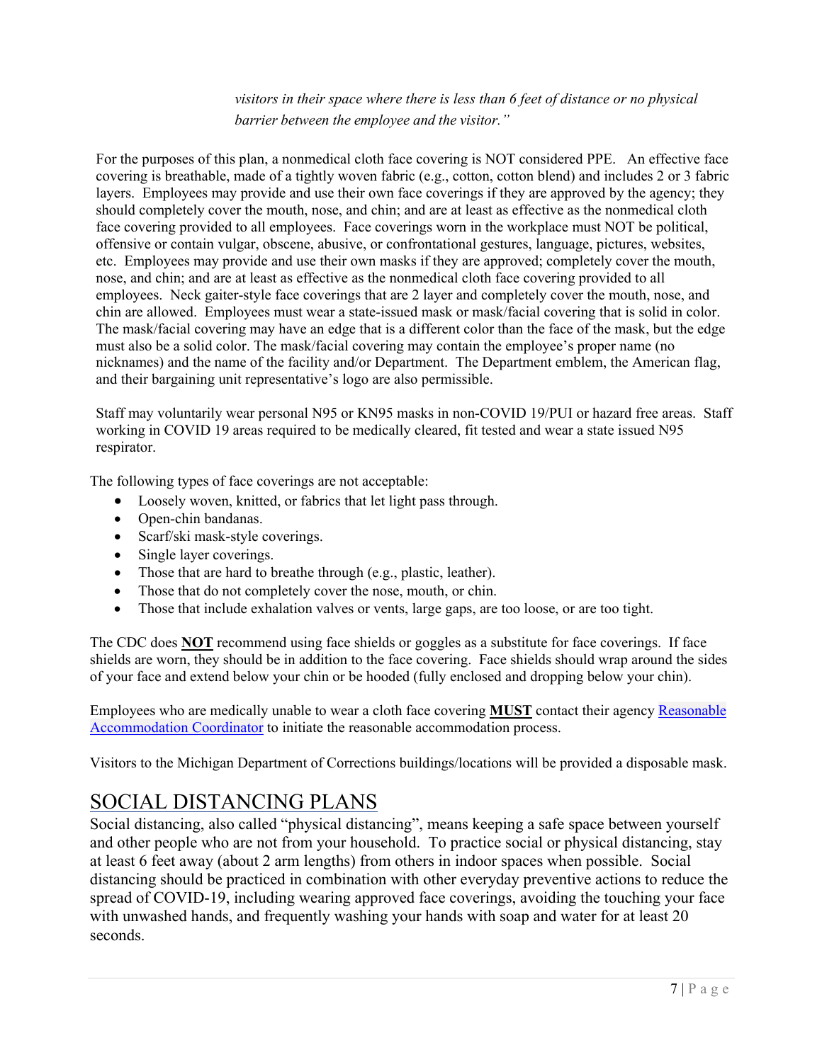*visitors in their space where there is less than 6 feet of distance or no physical barrier between the employee and the visitor."*

For the purposes of this plan, a nonmedical cloth face covering is NOT considered PPE. An effective face covering is breathable, made of a tightly woven fabric (e.g., cotton, cotton blend) and includes 2 or 3 fabric layers. Employees may provide and use their own face coverings if they are approved by the agency; they should completely cover the mouth, nose, and chin; and are at least as effective as the nonmedical cloth face covering provided to all employees. Face coverings worn in the workplace must NOT be political, offensive or contain vulgar, obscene, abusive, or confrontational gestures, language, pictures, websites, etc. Employees may provide and use their own masks if they are approved; completely cover the mouth, nose, and chin; and are at least as effective as the nonmedical cloth face covering provided to all employees. Neck gaiter-style face coverings that are 2 layer and completely cover the mouth, nose, and chin are allowed. Employees must wear a state-issued mask or mask/facial covering that is solid in color. The mask/facial covering may have an edge that is a different color than the face of the mask, but the edge must also be a solid color. The mask/facial covering may contain the employee's proper name (no nicknames) and the name of the facility and/or Department. The Department emblem, the American flag, and their bargaining unit representative's logo are also permissible.

Staff may voluntarily wear personal N95 or KN95 masks in non-COVID 19/PUI or hazard free areas. Staff working in COVID 19 areas required to be medically cleared, fit tested and wear a state issued N95 respirator.

The following types of face coverings are not acceptable:

- Loosely woven, knitted, or fabrics that let light pass through.
- Open-chin bandanas.
- Scarf/ski mask-style coverings.
- Single layer coverings.
- Those that are hard to breathe through (e.g., plastic, leather).
- Those that do not completely cover the nose, mouth, or chin.
- Those that include exhalation valves or vents, large gaps, are too loose, or are too tight.

The CDC does **NOT** recommend using face shields or goggles as a substitute for face coverings. If face shields are worn, they should be in addition to the face covering. Face shields should wrap around the sides of your face and extend below your chin or be hooded (fully enclosed and dropping below your chin).

Employees who are medically unable to wear a cloth face covering **MUST** contact their agency Reasonable Accommodation Coordinator to initiate the reasonable accommodation process.

Visitors to the Michigan Department of Corrections buildings/locations will be provided a disposable mask.

# SOCIAL DISTANCING PLANS

Social distancing, also called "physical distancing", means keeping a safe space between yourself and other people who are not from your household. To practice social or physical distancing, stay at least 6 feet away (about 2 arm lengths) from others in indoor spaces when possible. Social distancing should be practiced in combination with other everyday preventive actions to reduce the spread of COVID-19, including wearing approved face coverings, avoiding the touching your face with unwashed hands, and frequently washing your hands with soap and water for at least 20 seconds.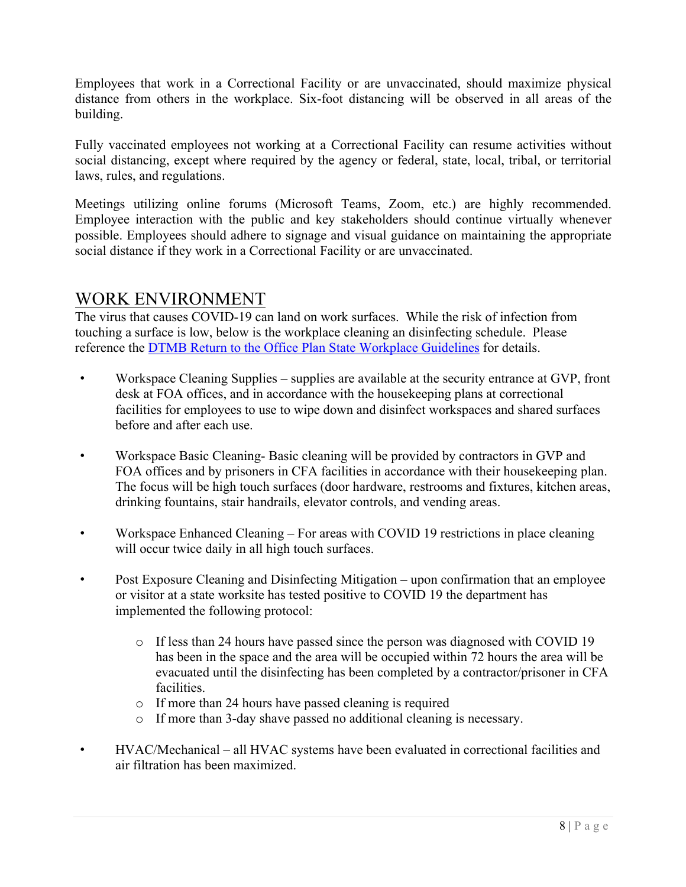Employees that work in a Correctional Facility or are unvaccinated, should maximize physical distance from others in the workplace. Six-foot distancing will be observed in all areas of the building.

Fully vaccinated employees not working at a Correctional Facility can resume activities without social distancing, except where required by the agency or federal, state, local, tribal, or territorial laws, rules, and regulations.

Meetings utilizing online forums (Microsoft Teams, Zoom, etc.) are highly recommended. Employee interaction with the public and key stakeholders should continue virtually whenever possible. Employees should adhere to signage and visual guidance on maintaining the appropriate social distance if they work in a Correctional Facility or are unvaccinated.

## WORK ENVIRONMENT

The virus that causes COVID-19 can land on work surfaces. While the risk of infection from touching a surface is low, below is the workplace cleaning an disinfecting schedule. Please reference the [DTMB Return to the Office Plan State Workplace Guidelines]() for details.

- Workspace Cleaning Supplies – supplies are available at the security entrance at GVP, front desk at FOA offices, and in accordance with the housekeeping plans at correctional facilities for employees to use to wipe down and disinfect workspaces and shared surfaces before and after each use.

- Workspace Basic Cleaning- Basic cleaning will be provided by contractors in GVP and FOA offices and by prisoners in CFA facilities in accordance with their housekeeping plan. The focus will be high touch surfaces (door hardware, restrooms and fixtures, kitchen areas, drinking fountains, stair handrails, elevator controls, and vending areas.

- Workspace Enhanced Cleaning – For areas with COVID 19 restrictions in place cleaning will occur twice daily in all high touch surfaces.

- Post Exposure Cleaning and Disinfecting Mitigation – upon confirmation that an employee or visitor at a state worksite has tested positive to COVID 19 the department has implemented the following protocol:

  - If less than 24 hours have passed since the person was diagnosed with COVID 19 has been in the space and the area will be occupied within 72 hours the area will be evacuated until the disinfecting has been completed by a contractor/prisoner in CFA facilities.
  - If more than 24 hours have passed cleaning is required
  - If more than 3-day shave passed no additional cleaning is necessary.

- HVAC/Mechanical – all HVAC systems have been evaluated in correctional facilities and air filtration has been maximized.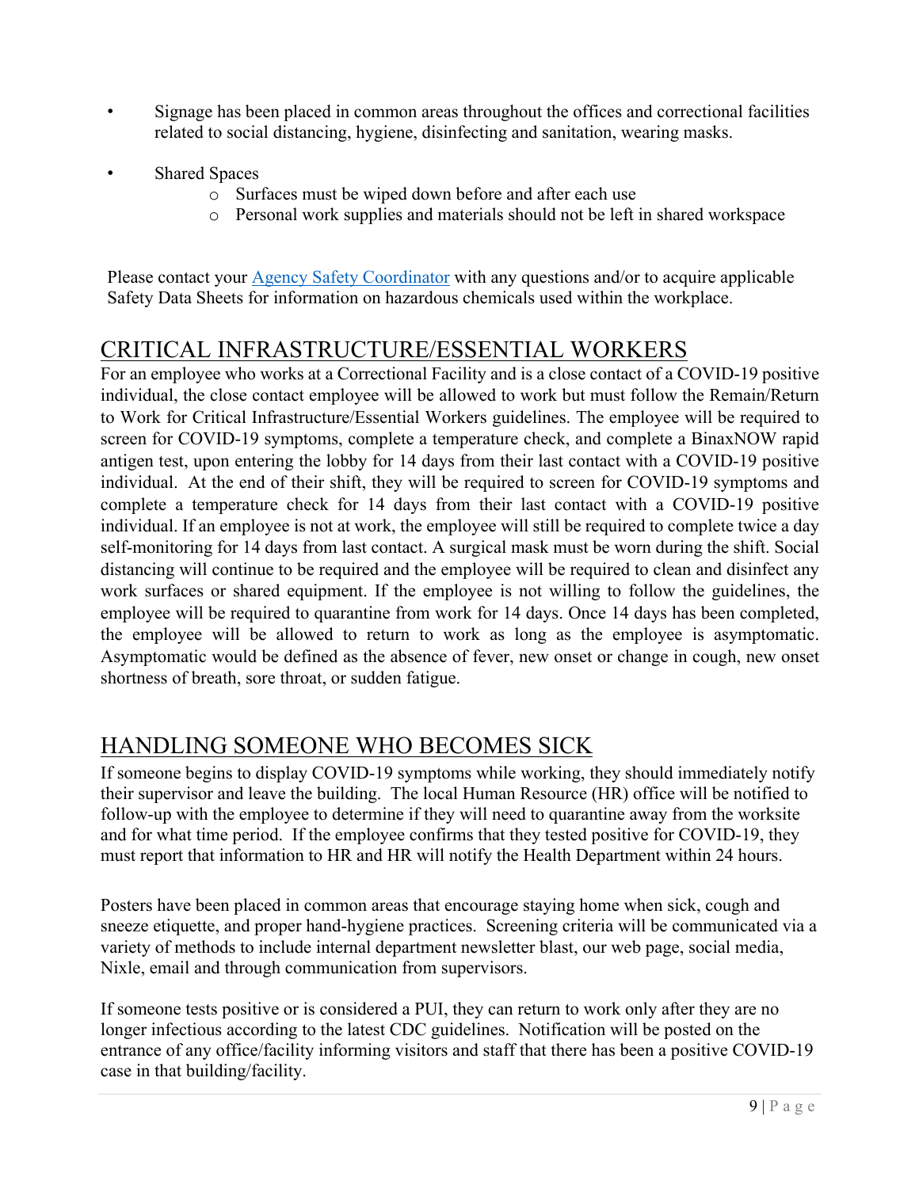- Signage has been placed in common areas throughout the offices and correctional facilities related to social distancing, hygiene, disinfecting and sanitation, wearing masks.

- Shared Spaces
  - Surfaces must be wiped down before and after each use
  - Personal work supplies and materials should not be left in shared workspace

Please contact your [Agency Safety Coordinator]() with any questions and/or to acquire applicable Safety Data Sheets for information on hazardous chemicals used within the workplace.

## CRITICAL INFRASTRUCTURE/ESSENTIAL WORKERS

For an employee who works at a Correctional Facility and is a close contact of a COVID-19 positive individual, the close contact employee will be allowed to work but must follow the Remain/Return to Work for Critical Infrastructure/Essential Workers guidelines. The employee will be required to screen for COVID-19 symptoms, complete a temperature check, and complete a BinaxNOW rapid antigen test, upon entering the lobby for 14 days from their last contact with a COVID-19 positive individual. At the end of their shift, they will be required to screen for COVID-19 symptoms and complete a temperature check for 14 days from their last contact with a COVID-19 positive individual. If an employee is not at work, the employee will still be required to complete twice a day self-monitoring for 14 days from last contact. A surgical mask must be worn during the shift. Social distancing will continue to be required and the employee will be required to clean and disinfect any work surfaces or shared equipment. If the employee is not willing to follow the guidelines, the employee will be required to quarantine from work for 14 days. Once 14 days has been completed, the employee will be allowed to return to work as long as the employee is asymptomatic. Asymptomatic would be defined as the absence of fever, new onset or change in cough, new onset shortness of breath, sore throat, or sudden fatigue.

## HANDLING SOMEONE WHO BECOMES SICK

If someone begins to display COVID-19 symptoms while working, they should immediately notify their supervisor and leave the building. The local Human Resource (HR) office will be notified to follow-up with the employee to determine if they will need to quarantine away from the worksite and for what time period. If the employee confirms that they tested positive for COVID-19, they must report that information to HR and HR will notify the Health Department within 24 hours.

Posters have been placed in common areas that encourage staying home when sick, cough and sneeze etiquette, and proper hand-hygiene practices. Screening criteria will be communicated via a variety of methods to include internal department newsletter blast, our web page, social media, Nixle, email and through communication from supervisors.

If someone tests positive or is considered a PUI, they can return to work only after they are no longer infectious according to the latest CDC guidelines. Notification will be posted on the entrance of any office/facility informing visitors and staff that there has been a positive COVID-19 case in that building/facility.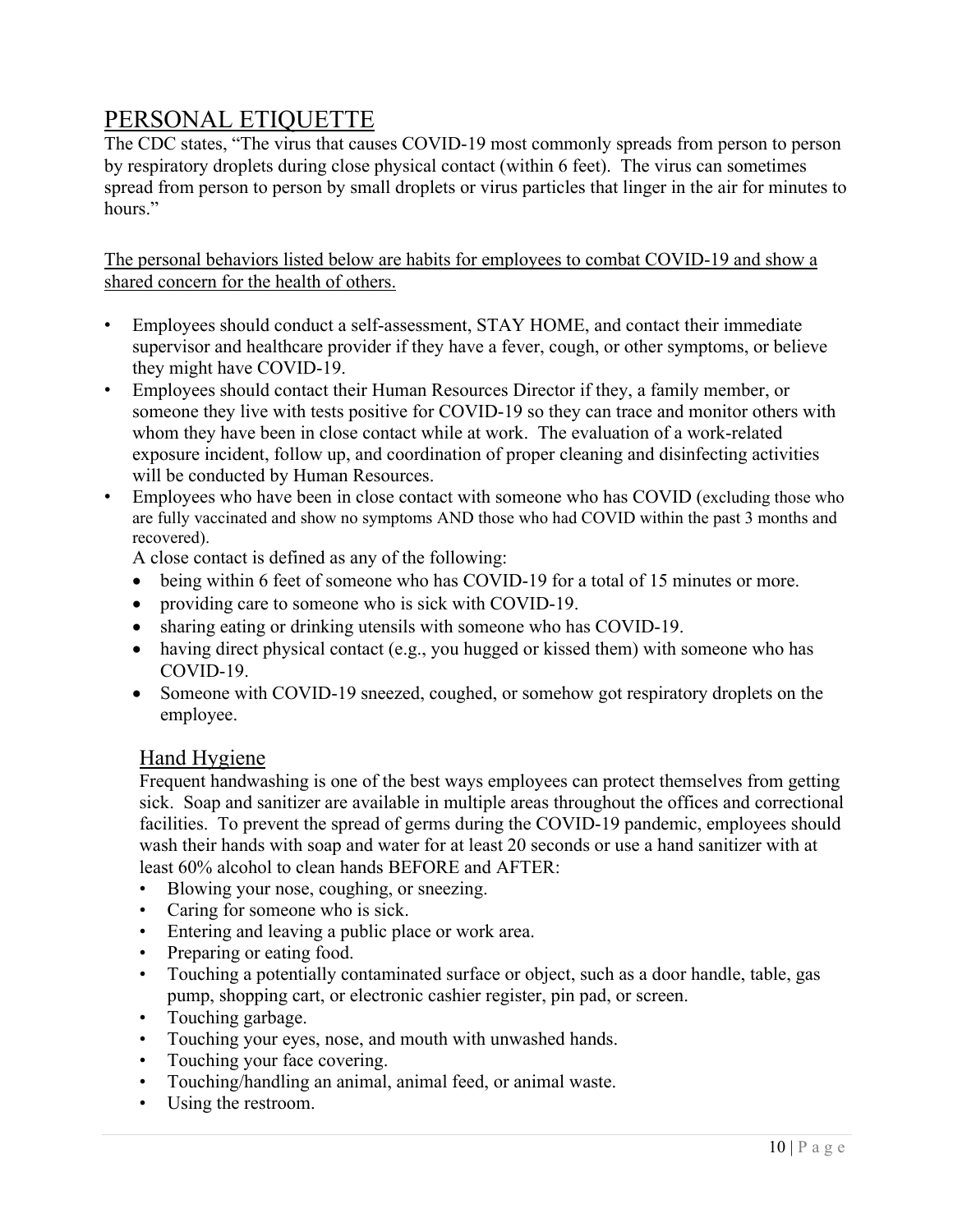# PERSONAL ETIQUETTE

The CDC states, "The virus that causes COVID-19 most commonly spreads from person to person by respiratory droplets during close physical contact (within 6 feet). The virus can sometimes spread from person to person by small droplets or virus particles that linger in the air for minutes to hours."

The personal behaviors listed below are habits for employees to combat COVID-19 and show a shared concern for the health of others.

- Employees should conduct a self-assessment, STAY HOME, and contact their immediate supervisor and healthcare provider if they have a fever, cough, or other symptoms, or believe they might have COVID-19.
- Employees should contact their Human Resources Director if they, a family member, or someone they live with tests positive for COVID-19 so they can trace and monitor others with whom they have been in close contact while at work. The evaluation of a work-related exposure incident, follow up, and coordination of proper cleaning and disinfecting activities will be conducted by Human Resources.
- Employees who have been in close contact with someone who has COVID (excluding those who are fully vaccinated and show no symptoms AND those who had COVID within the past 3 months and recovered).

  A close contact is defined as any of the following:
  - being within 6 feet of someone who has COVID-19 for a total of 15 minutes or more.
  - providing care to someone who is sick with COVID-19.
  - sharing eating or drinking utensils with someone who has COVID-19.
  - having direct physical contact (e.g., you hugged or kissed them) with someone who has COVID-19.
  - Someone with COVID-19 sneezed, coughed, or somehow got respiratory droplets on the employee.

## Hand Hygiene

Frequent handwashing is one of the best ways employees can protect themselves from getting sick. Soap and sanitizer are available in multiple areas throughout the offices and correctional facilities. To prevent the spread of germs during the COVID-19 pandemic, employees should wash their hands with soap and water for at least 20 seconds or use a hand sanitizer with at least 60% alcohol to clean hands BEFORE and AFTER:

- Blowing your nose, coughing, or sneezing.
- Caring for someone who is sick.
- Entering and leaving a public place or work area.
- Preparing or eating food.
- Touching a potentially contaminated surface or object, such as a door handle, table, gas pump, shopping cart, or electronic cashier register, pin pad, or screen.
- Touching garbage.
- Touching your eyes, nose, and mouth with unwashed hands.
- Touching your face covering.
- Touching/handling an animal, animal feed, or animal waste.
- Using the restroom.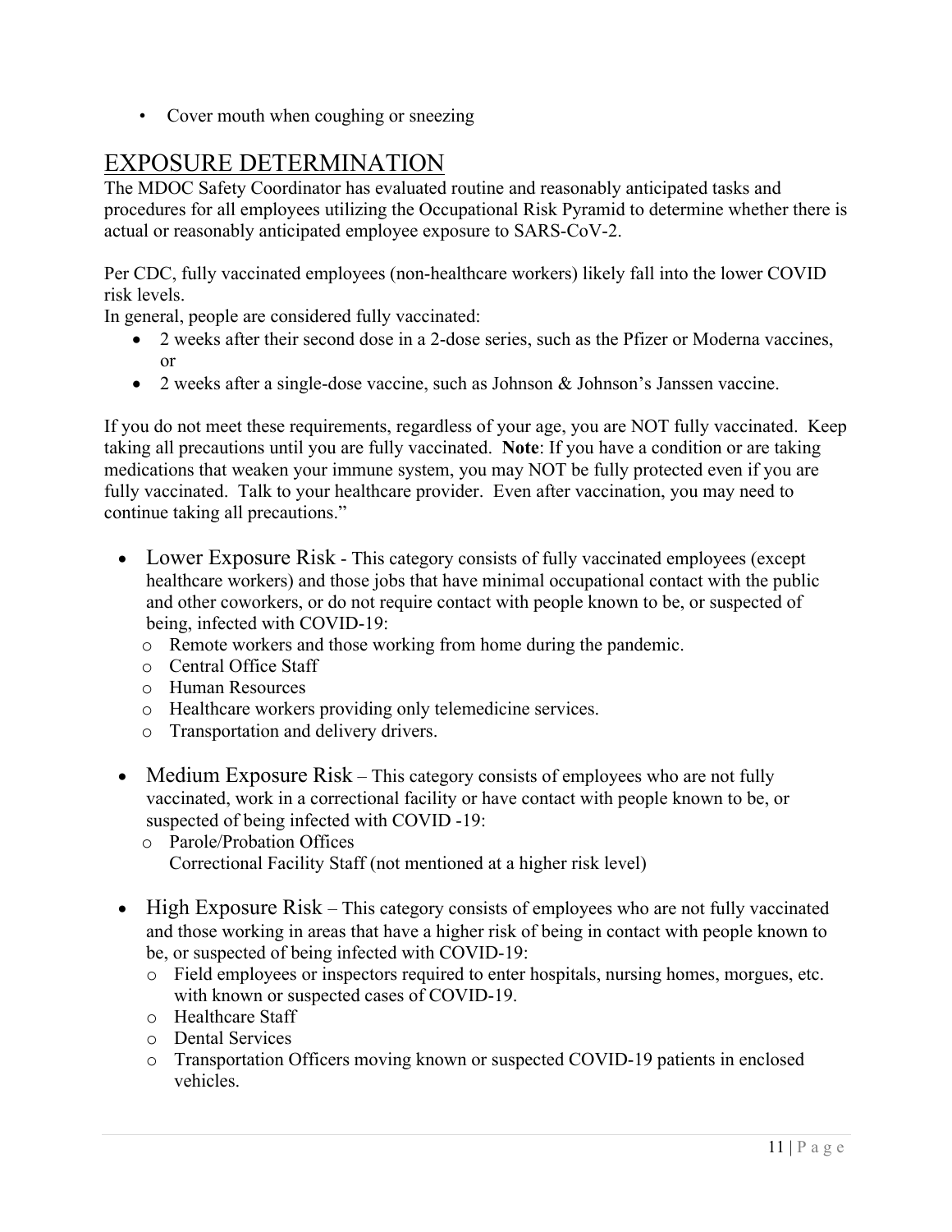- Cover mouth when coughing or sneezing

## EXPOSURE DETERMINATION

The MDOC Safety Coordinator has evaluated routine and reasonably anticipated tasks and procedures for all employees utilizing the Occupational Risk Pyramid to determine whether there is actual or reasonably anticipated employee exposure to SARS-CoV-2.

Per CDC, fully vaccinated employees (non-healthcare workers) likely fall into the lower COVID risk levels.
In general, people are considered fully vaccinated:

- 2 weeks after their second dose in a 2-dose series, such as the Pfizer or Moderna vaccines, or
- 2 weeks after a single-dose vaccine, such as Johnson & Johnson's Janssen vaccine.

If you do not meet these requirements, regardless of your age, you are NOT fully vaccinated. Keep taking all precautions until you are fully vaccinated. **Note**: If you have a condition or are taking medications that weaken your immune system, you may NOT be fully protected even if you are fully vaccinated. Talk to your healthcare provider. Even after vaccination, you may need to continue taking all precautions."

- Lower Exposure Risk - This category consists of fully vaccinated employees (except healthcare workers) and those jobs that have minimal occupational contact with the public and other coworkers, or do not require contact with people known to be, or suspected of being, infected with COVID-19:
  - Remote workers and those working from home during the pandemic.
  - Central Office Staff
  - Human Resources
  - Healthcare workers providing only telemedicine services.
  - Transportation and delivery drivers.

- Medium Exposure Risk – This category consists of employees who are not fully vaccinated, work in a correctional facility or have contact with people known to be, or suspected of being infected with COVID -19:
  - Parole/Probation Offices
    Correctional Facility Staff (not mentioned at a higher risk level)

- High Exposure Risk – This category consists of employees who are not fully vaccinated and those working in areas that have a higher risk of being in contact with people known to be, or suspected of being infected with COVID-19:
  - Field employees or inspectors required to enter hospitals, nursing homes, morgues, etc. with known or suspected cases of COVID-19.
  - Healthcare Staff
  - Dental Services
  - Transportation Officers moving known or suspected COVID-19 patients in enclosed vehicles.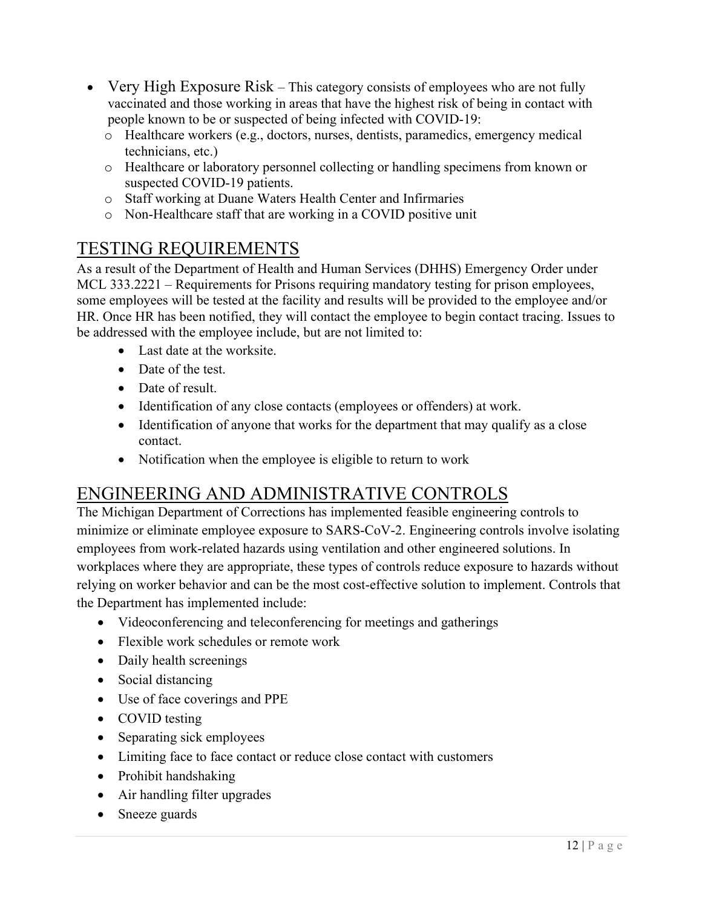- Very High Exposure Risk – This category consists of employees who are not fully vaccinated and those working in areas that have the highest risk of being in contact with people known to be or suspected of being infected with COVID-19:
  - Healthcare workers (e.g., doctors, nurses, dentists, paramedics, emergency medical technicians, etc.)
  - Healthcare or laboratory personnel collecting or handling specimens from known or suspected COVID-19 patients.
  - Staff working at Duane Waters Health Center and Infirmaries
  - Non-Healthcare staff that are working in a COVID positive unit

## TESTING REQUIREMENTS

As a result of the Department of Health and Human Services (DHHS) Emergency Order under MCL 333.2221 – Requirements for Prisons requiring mandatory testing for prison employees, some employees will be tested at the facility and results will be provided to the employee and/or HR. Once HR has been notified, they will contact the employee to begin contact tracing. Issues to be addressed with the employee include, but are not limited to:

- Last date at the worksite.
- Date of the test.
- Date of result.
- Identification of any close contacts (employees or offenders) at work.
- Identification of anyone that works for the department that may qualify as a close contact.
- Notification when the employee is eligible to return to work

## ENGINEERING AND ADMINISTRATIVE CONTROLS

The Michigan Department of Corrections has implemented feasible engineering controls to minimize or eliminate employee exposure to SARS-CoV-2. Engineering controls involve isolating employees from work-related hazards using ventilation and other engineered solutions. In workplaces where they are appropriate, these types of controls reduce exposure to hazards without relying on worker behavior and can be the most cost-effective solution to implement. Controls that the Department has implemented include:

- Videoconferencing and teleconferencing for meetings and gatherings
- Flexible work schedules or remote work
- Daily health screenings
- Social distancing
- Use of face coverings and PPE
- COVID testing
- Separating sick employees
- Limiting face to face contact or reduce close contact with customers
- Prohibit handshaking
- Air handling filter upgrades
- Sneeze guards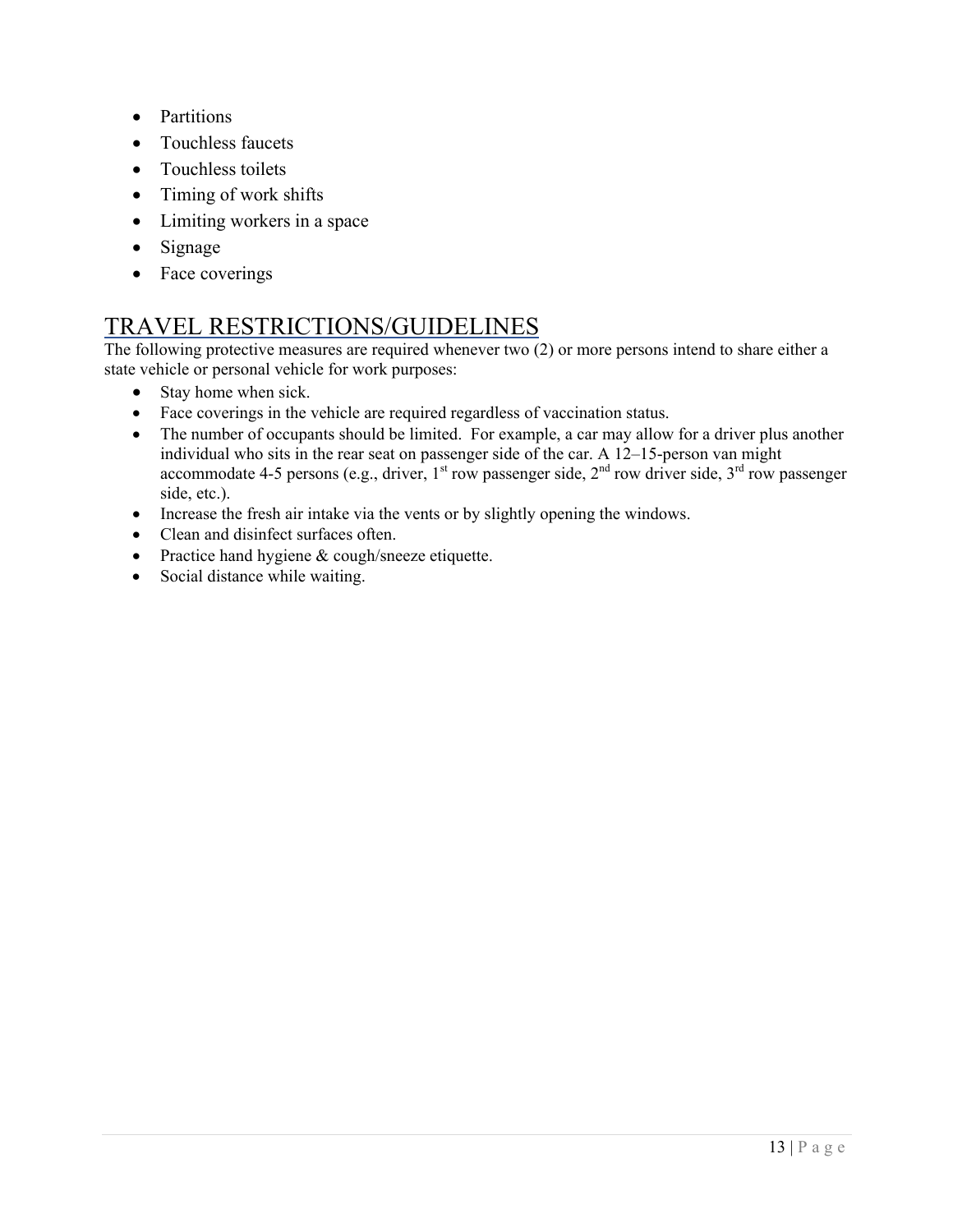- Partitions
- Touchless faucets
- Touchless toilets
- Timing of work shifts
- Limiting workers in a space
- Signage
- Face coverings

## TRAVEL RESTRICTIONS/GUIDELINES

The following protective measures are required whenever two (2) or more persons intend to share either a state vehicle or personal vehicle for work purposes:

- Stay home when sick.
- Face coverings in the vehicle are required regardless of vaccination status.
- The number of occupants should be limited. For example, a car may allow for a driver plus another individual who sits in the rear seat on passenger side of the car. A 12–15-person van might accommodate 4-5 persons (e.g., driver, 1st row passenger side, 2nd row driver side, 3rd row passenger side, etc.).
- Increase the fresh air intake via the vents or by slightly opening the windows.
- Clean and disinfect surfaces often.
- Practice hand hygiene & cough/sneeze etiquette.
- Social distance while waiting.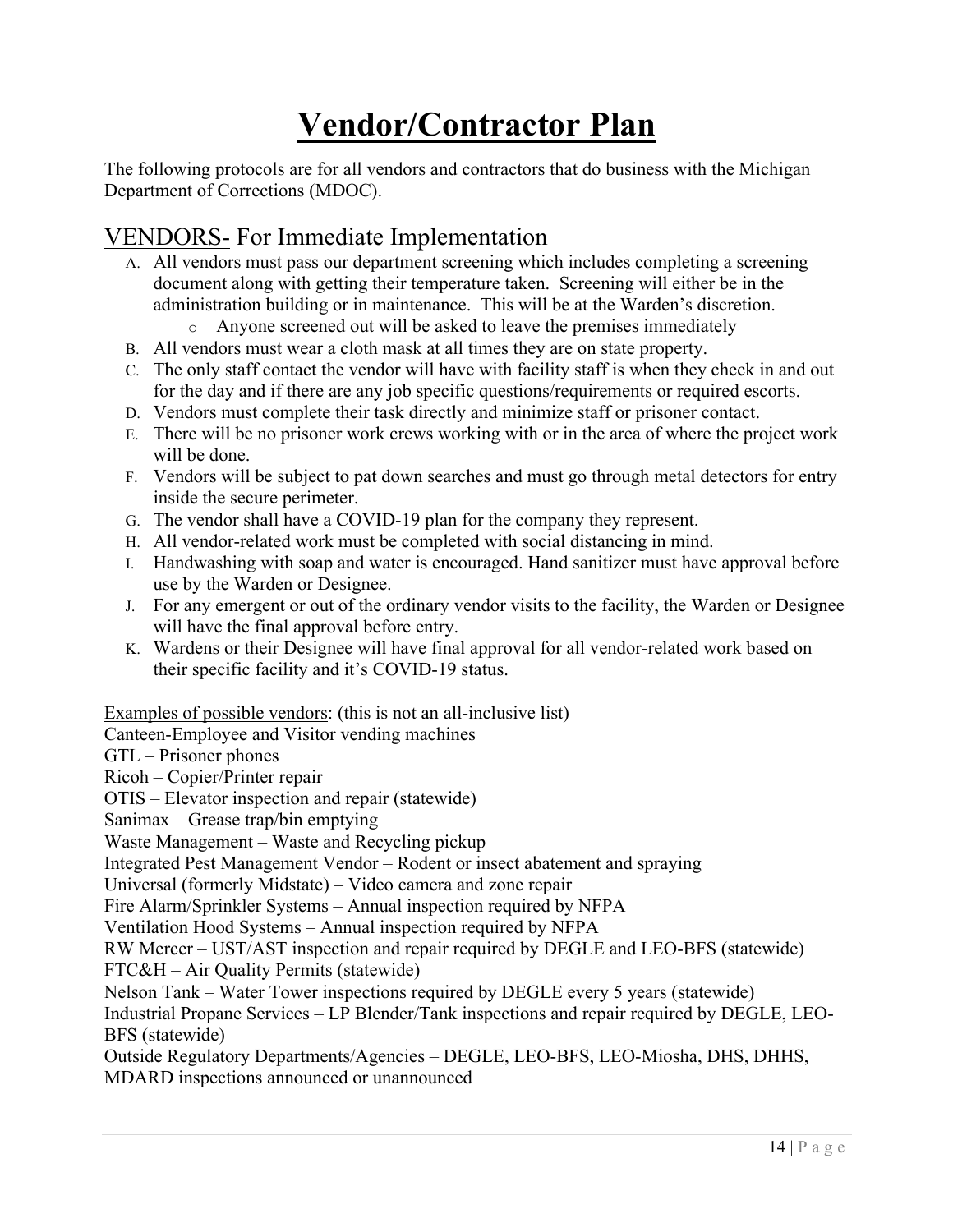# Vendor/Contractor Plan

The following protocols are for all vendors and contractors that do business with the Michigan Department of Corrections (MDOC).

## VENDORS- For Immediate Implementation

A. All vendors must pass our department screening which includes completing a screening document along with getting their temperature taken. Screening will either be in the administration building or in maintenance. This will be at the Warden's discretion.
   - Anyone screened out will be asked to leave the premises immediately

B. All vendors must wear a cloth mask at all times they are on state property.

C. The only staff contact the vendor will have with facility staff is when they check in and out for the day and if there are any job specific questions/requirements or required escorts.

D. Vendors must complete their task directly and minimize staff or prisoner contact.

E. There will be no prisoner work crews working with or in the area of where the project work will be done.

F. Vendors will be subject to pat down searches and must go through metal detectors for entry inside the secure perimeter.

G. The vendor shall have a COVID-19 plan for the company they represent.

H. All vendor-related work must be completed with social distancing in mind.

I. Handwashing with soap and water is encouraged. Hand sanitizer must have approval before use by the Warden or Designee.

J. For any emergent or out of the ordinary vendor visits to the facility, the Warden or Designee will have the final approval before entry.

K. Wardens or their Designee will have final approval for all vendor-related work based on their specific facility and it's COVID-19 status.

Examples of possible vendors: (this is not an all-inclusive list)

Canteen-Employee and Visitor vending machines
GTL – Prisoner phones
Ricoh – Copier/Printer repair
OTIS – Elevator inspection and repair (statewide)
Sanimax – Grease trap/bin emptying
Waste Management – Waste and Recycling pickup
Integrated Pest Management Vendor – Rodent or insect abatement and spraying
Universal (formerly Midstate) – Video camera and zone repair
Fire Alarm/Sprinkler Systems – Annual inspection required by NFPA
Ventilation Hood Systems – Annual inspection required by NFPA
RW Mercer – UST/AST inspection and repair required by DEGLE and LEO-BFS (statewide)
FTC&H – Air Quality Permits (statewide)
Nelson Tank – Water Tower inspections required by DEGLE every 5 years (statewide)
Industrial Propane Services – LP Blender/Tank inspections and repair required by DEGLE, LEO-BFS (statewide)
Outside Regulatory Departments/Agencies – DEGLE, LEO-BFS, LEO-Miosha, DHS, DHHS, MDARD inspections announced or unannounced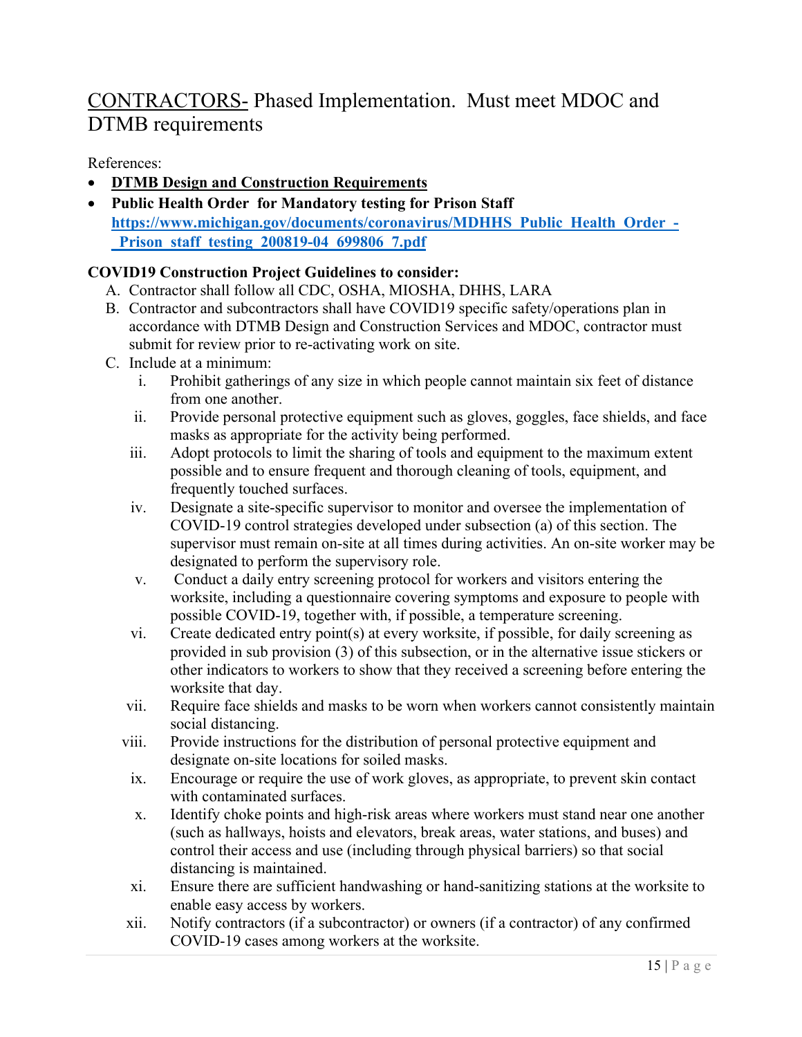# CONTRACTORS- Phased Implementation. Must meet MDOC and DTMB requirements

References:

- **DTMB Design and Construction Requirements**
- **Public Health Order for Mandatory testing for Prison Staff** **https://www.michigan.gov/documents/coronavirus/MDHHS_Public_Health_Order_-_Prison_staff_testing_200819-04_699806_7.pdf**

**COVID19 Construction Project Guidelines to consider:**

A. Contractor shall follow all CDC, OSHA, MIOSHA, DHHS, LARA
B. Contractor and subcontractors shall have COVID19 specific safety/operations plan in accordance with DTMB Design and Construction Services and MDOC, contractor must submit for review prior to re-activating work on site.
C. Include at a minimum:
   i. Prohibit gatherings of any size in which people cannot maintain six feet of distance from one another.
   ii. Provide personal protective equipment such as gloves, goggles, face shields, and face masks as appropriate for the activity being performed.
   iii. Adopt protocols to limit the sharing of tools and equipment to the maximum extent possible and to ensure frequent and thorough cleaning of tools, equipment, and frequently touched surfaces.
   iv. Designate a site-specific supervisor to monitor and oversee the implementation of COVID-19 control strategies developed under subsection (a) of this section. The supervisor must remain on-site at all times during activities. An on-site worker may be designated to perform the supervisory role.
   v. Conduct a daily entry screening protocol for workers and visitors entering the worksite, including a questionnaire covering symptoms and exposure to people with possible COVID-19, together with, if possible, a temperature screening.
   vi. Create dedicated entry point(s) at every worksite, if possible, for daily screening as provided in sub provision (3) of this subsection, or in the alternative issue stickers or other indicators to workers to show that they received a screening before entering the worksite that day.
   vii. Require face shields and masks to be worn when workers cannot consistently maintain social distancing.
   viii. Provide instructions for the distribution of personal protective equipment and designate on-site locations for soiled masks.
   ix. Encourage or require the use of work gloves, as appropriate, to prevent skin contact with contaminated surfaces.
   x. Identify choke points and high-risk areas where workers must stand near one another (such as hallways, hoists and elevators, break areas, water stations, and buses) and control their access and use (including through physical barriers) so that social distancing is maintained.
   xi. Ensure there are sufficient handwashing or hand-sanitizing stations at the worksite to enable easy access by workers.
   xii. Notify contractors (if a subcontractor) or owners (if a contractor) of any confirmed COVID-19 cases among workers at the worksite.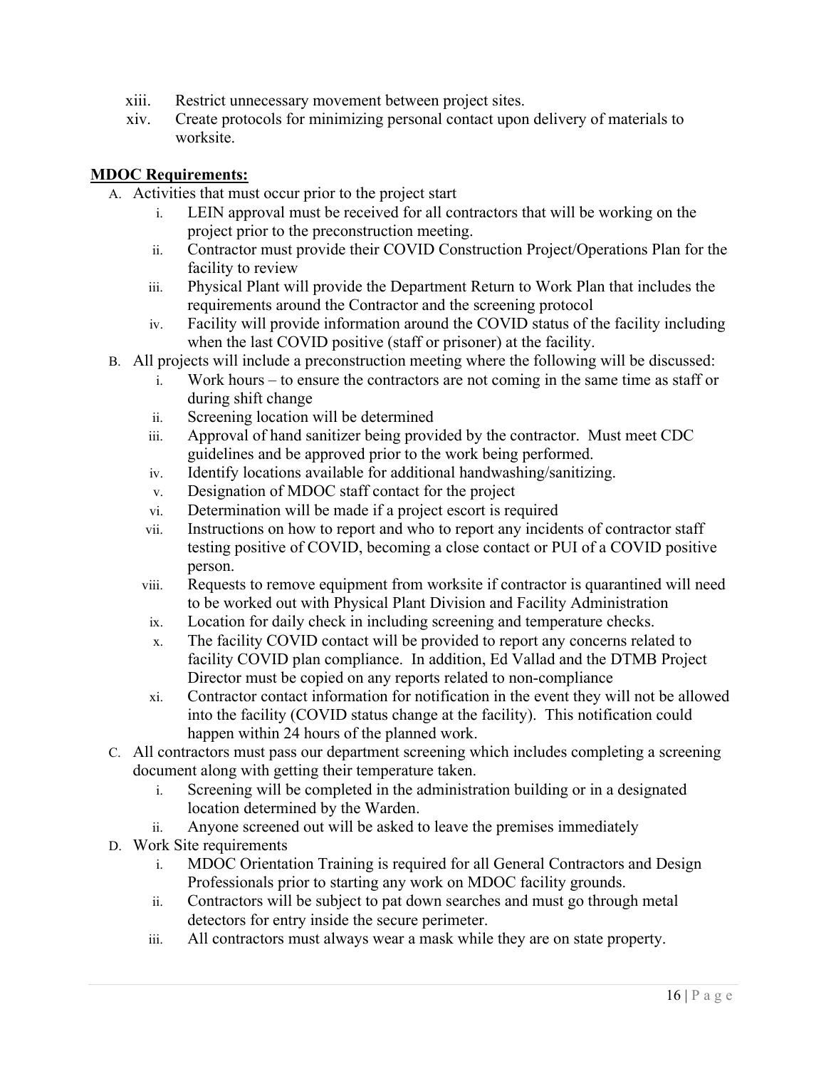xiii. Restrict unnecessary movement between project sites.
xiv. Create protocols for minimizing personal contact upon delivery of materials to worksite.

**MDOC Requirements:**

A. Activities that must occur prior to the project start
   i. LEIN approval must be received for all contractors that will be working on the project prior to the preconstruction meeting.
   ii. Contractor must provide their COVID Construction Project/Operations Plan for the facility to review
   iii. Physical Plant will provide the Department Return to Work Plan that includes the requirements around the Contractor and the screening protocol
   iv. Facility will provide information around the COVID status of the facility including when the last COVID positive (staff or prisoner) at the facility.

B. All projects will include a preconstruction meeting where the following will be discussed:
   i. Work hours – to ensure the contractors are not coming in the same time as staff or during shift change
   ii. Screening location will be determined
   iii. Approval of hand sanitizer being provided by the contractor. Must meet CDC guidelines and be approved prior to the work being performed.
   iv. Identify locations available for additional handwashing/sanitizing.
   v. Designation of MDOC staff contact for the project
   vi. Determination will be made if a project escort is required
   vii. Instructions on how to report and who to report any incidents of contractor staff testing positive of COVID, becoming a close contact or PUI of a COVID positive person.
   viii. Requests to remove equipment from worksite if contractor is quarantined will need to be worked out with Physical Plant Division and Facility Administration
   ix. Location for daily check in including screening and temperature checks.
   x. The facility COVID contact will be provided to report any concerns related to facility COVID plan compliance. In addition, Ed Vallad and the DTMB Project Director must be copied on any reports related to non-compliance
   xi. Contractor contact information for notification in the event they will not be allowed into the facility (COVID status change at the facility). This notification could happen within 24 hours of the planned work.

C. All contractors must pass our department screening which includes completing a screening document along with getting their temperature taken.
   i. Screening will be completed in the administration building or in a designated location determined by the Warden.
   ii. Anyone screened out will be asked to leave the premises immediately

D. Work Site requirements
   i. MDOC Orientation Training is required for all General Contractors and Design Professionals prior to starting any work on MDOC facility grounds.
   ii. Contractors will be subject to pat down searches and must go through metal detectors for entry inside the secure perimeter.
   iii. All contractors must always wear a mask while they are on state property.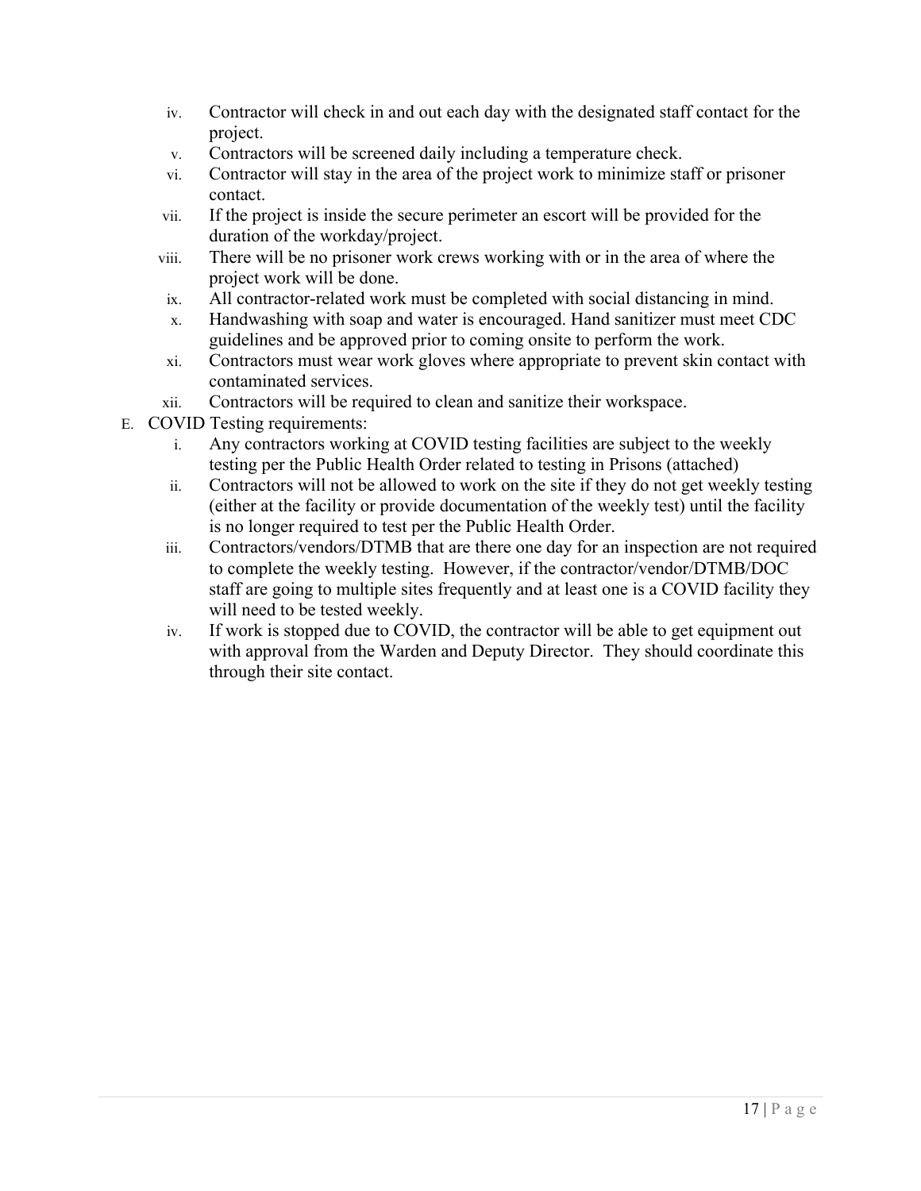iv. Contractor will check in and out each day with the designated staff contact for the project.
v. Contractors will be screened daily including a temperature check.
vi. Contractor will stay in the area of the project work to minimize staff or prisoner contact.
vii. If the project is inside the secure perimeter an escort will be provided for the duration of the workday/project.
viii. There will be no prisoner work crews working with or in the area of where the project work will be done.
ix. All contractor-related work must be completed with social distancing in mind.
x. Handwashing with soap and water is encouraged. Hand sanitizer must meet CDC guidelines and be approved prior to coming onsite to perform the work.
xi. Contractors must wear work gloves where appropriate to prevent skin contact with contaminated services.
xii. Contractors will be required to clean and sanitize their workspace.

E. COVID Testing requirements:

i. Any contractors working at COVID testing facilities are subject to the weekly testing per the Public Health Order related to testing in Prisons (attached)
ii. Contractors will not be allowed to work on the site if they do not get weekly testing (either at the facility or provide documentation of the weekly test) until the facility is no longer required to test per the Public Health Order.
iii. Contractors/vendors/DTMB that are there one day for an inspection are not required to complete the weekly testing. However, if the contractor/vendor/DTMB/DOC staff are going to multiple sites frequently and at least one is a COVID facility they will need to be tested weekly.
iv. If work is stopped due to COVID, the contractor will be able to get equipment out with approval from the Warden and Deputy Director. They should coordinate this through their site contact.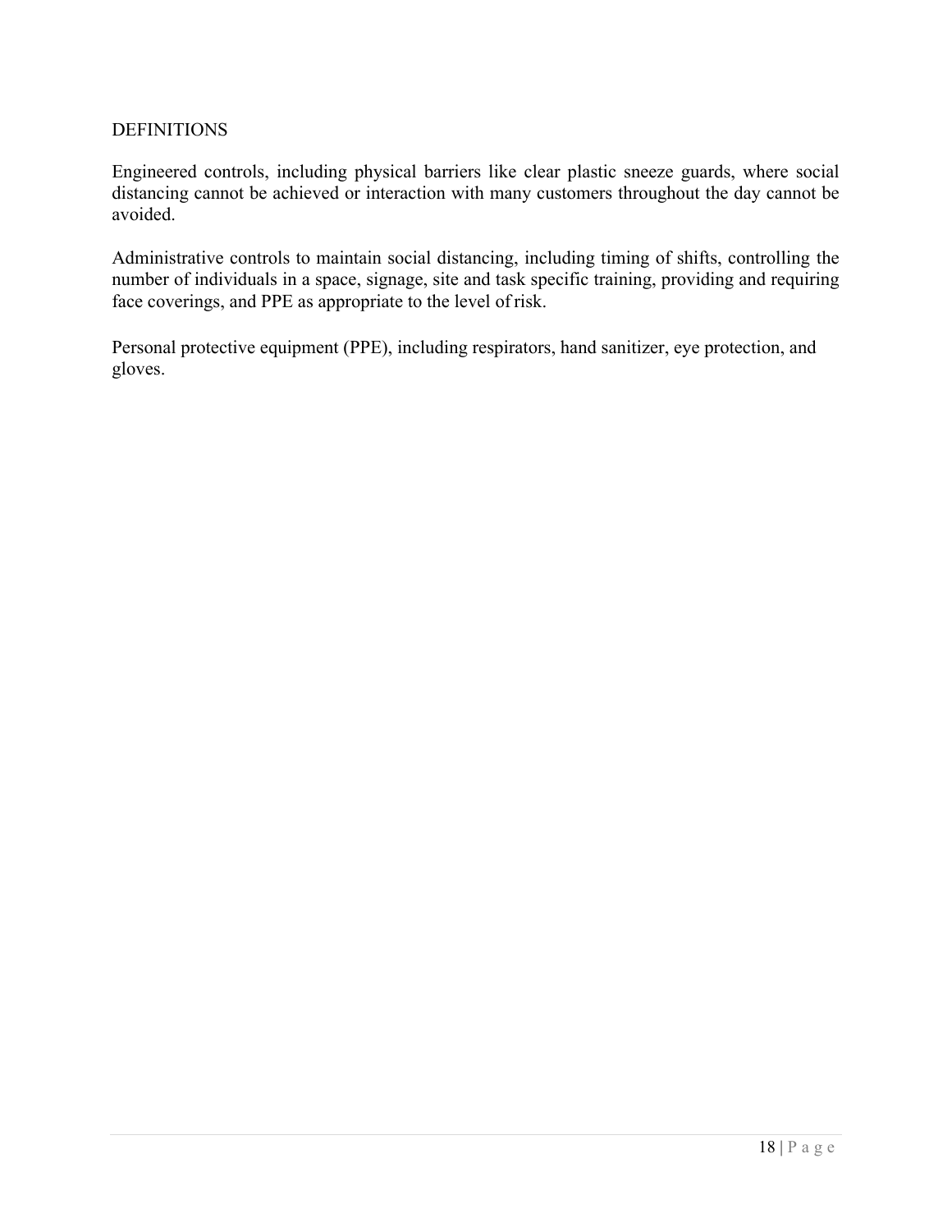## DEFINITIONS

Engineered controls, including physical barriers like clear plastic sneeze guards, where social distancing cannot be achieved or interaction with many customers throughout the day cannot be avoided.

Administrative controls to maintain social distancing, including timing of shifts, controlling the number of individuals in a space, signage, site and task specific training, providing and requiring face coverings, and PPE as appropriate to the level of risk.

Personal protective equipment (PPE), including respirators, hand sanitizer, eye protection, and gloves.